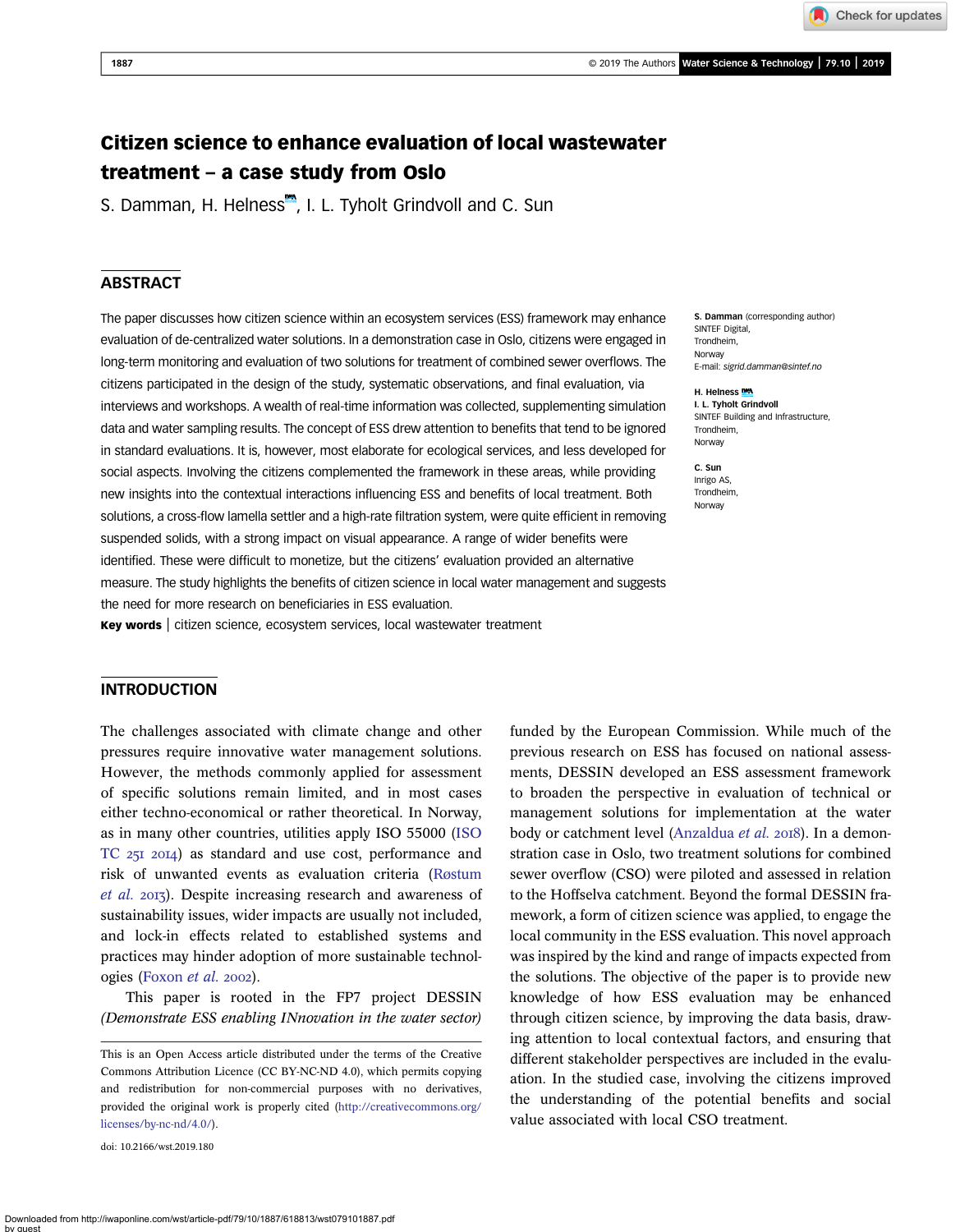# Citizen science to enhance evaluation of local wastewater treatment – a case study from Oslo

S. Damman, H. Helness, I. L. Tyholt Grindvoll and C. Sun

## ABSTRACT

The paper discusses how citizen science within an ecosystem services (ESS) framework may enhance evaluation of de-centralized water solutions. In a demonstration case in Oslo, citizens were engaged in long-term monitoring and evaluation of two solutions for treatment of combined sewer overflows. The citizens participated in the design of the study, systematic observations, and final evaluation, via interviews and workshops. A wealth of real-time information was collected, supplementing simulation data and water sampling results. The concept of ESS drew attention to benefits that tend to be ignored in standard evaluations. It is, however, most elaborate for ecological services, and less developed for social aspects. Involving the citizens complemented the framework in these areas, while providing new insights into the contextual interactions influencing ESS and benefits of local treatment. Both solutions, a cross-flow lamella settler and a high-rate filtration system, were quite efficient in removing suspended solids, with a strong impact on visual appearance. A range of wider benefits were identified. These were difficult to monetize, but the citizens' evaluation provided an alternative measure. The study highlights the benefits of citizen science in local water management and suggests the need for more research on beneficiaries in ESS evaluation.

**Key words** | citizen science, ecosystem services, local wastewater treatment

**S. Damman** (corresponding author)
SINTEF Digital,
Trondheim,
Norway
E-mail: *sigrid.damman@sintef.no*

**H. Helness**
**I. L. Tyholt Grindvoll**
SINTEF Building and Infrastructure,
Trondheim,
Norway

**C. Sun**
Inrigo AS,
Trondheim,
Norway

## INTRODUCTION

The challenges associated with climate change and other pressures require innovative water management solutions. However, the methods commonly applied for assessment of specific solutions remain limited, and in most cases either techno-economical or rather theoretical. In Norway, as in many other countries, utilities apply ISO 55000 (ISO TC 251 2014) as standard and use cost, performance and risk of unwanted events as evaluation criteria (Røstum *et al.* 2013). Despite increasing research and awareness of sustainability issues, wider impacts are usually not included, and lock-in effects related to established systems and practices may hinder adoption of more sustainable technologies (Foxon *et al.* 2002).

This paper is rooted in the FP7 project DESSIN *(Demonstrate ESS enabling INnovation in the water sector)* funded by the European Commission. While much of the previous research on ESS has focused on national assessments, DESSIN developed an ESS assessment framework to broaden the perspective in evaluation of technical or management solutions for implementation at the water body or catchment level (Anzaldua *et al.* 2018). In a demonstration case in Oslo, two treatment solutions for combined sewer overflow (CSO) were piloted and assessed in relation to the Hoffselva catchment. Beyond the formal DESSIN framework, a form of citizen science was applied, to engage the local community in the ESS evaluation. This novel approach was inspired by the kind and range of impacts expected from the solutions. The objective of the paper is to provide new knowledge of how ESS evaluation may be enhanced through citizen science, by improving the data basis, drawing attention to local contextual factors, and ensuring that different stakeholder perspectives are included in the evaluation. In the studied case, involving the citizens improved the understanding of the potential benefits and social value associated with local CSO treatment.

This is an Open Access article distributed under the terms of the Creative Commons Attribution Licence (CC BY-NC-ND 4.0), which permits copying and redistribution for non-commercial purposes with no derivatives, provided the original work is properly cited (http://creativecommons.org/licenses/by-nc-nd/4.0/).

doi: 10.2166/wst.2019.180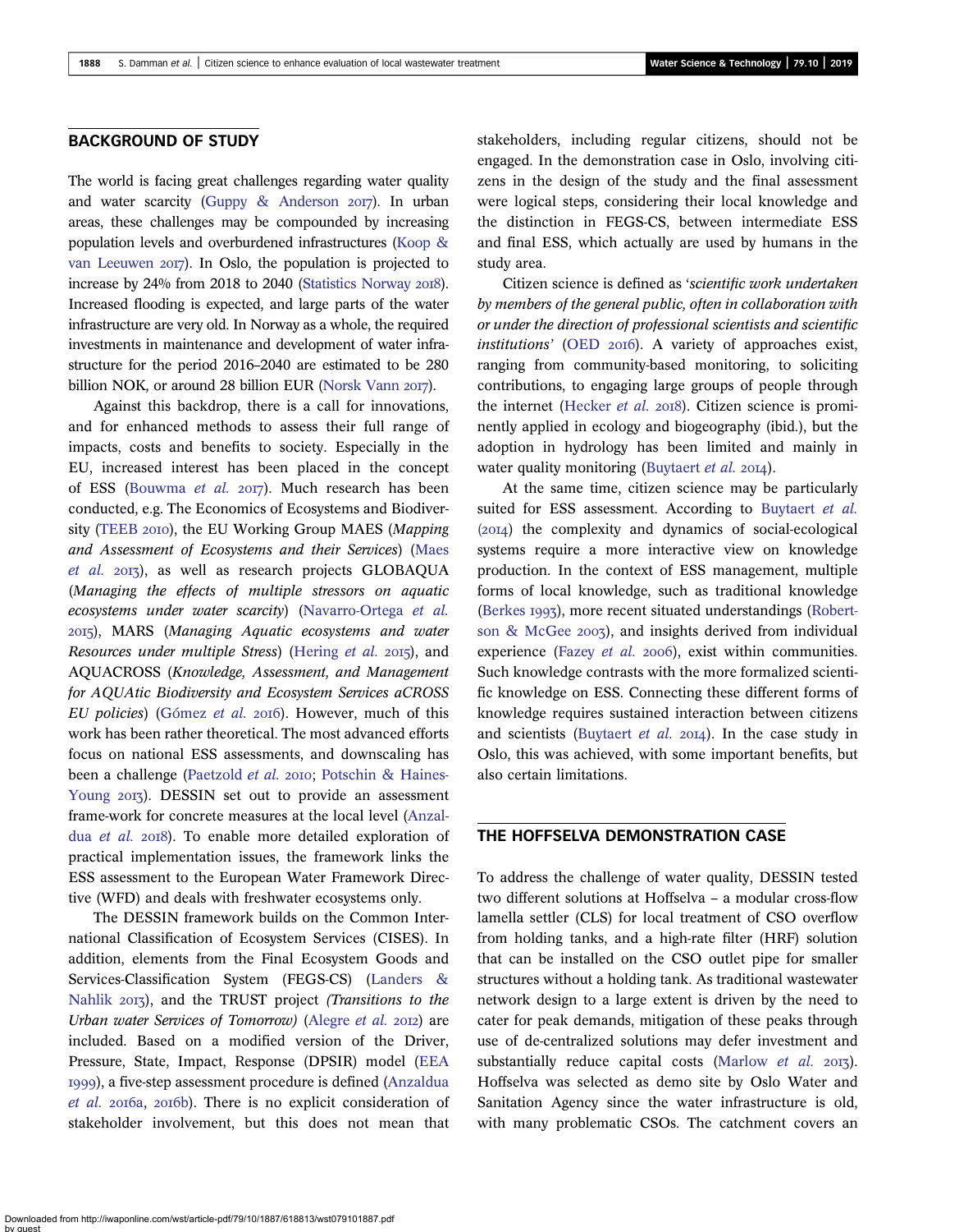## BACKGROUND OF STUDY

The world is facing great challenges regarding water quality and water scarcity (Guppy & Anderson 2017). In urban areas, these challenges may be compounded by increasing population levels and overburdened infrastructures (Koop & van Leeuwen 2017). In Oslo, the population is projected to increase by 24% from 2018 to 2040 (Statistics Norway 2018). Increased flooding is expected, and large parts of the water infrastructure are very old. In Norway as a whole, the required investments in maintenance and development of water infrastructure for the period 2016–2040 are estimated to be 280 billion NOK, or around 28 billion EUR (Norsk Vann 2017).

Against this backdrop, there is a call for innovations, and for enhanced methods to assess their full range of impacts, costs and benefits to society. Especially in the EU, increased interest has been placed in the concept of ESS (Bouwma *et al.* 2017). Much research has been conducted, e.g. The Economics of Ecosystems and Biodiversity (TEEB 2010), the EU Working Group MAES (*Mapping and Assessment of Ecosystems and their Services*) (Maes *et al.* 2013), as well as research projects GLOBAQUA (*Managing the effects of multiple stressors on aquatic ecosystems under water scarcity*) (Navarro-Ortega *et al.* 2015), MARS (*Managing Aquatic ecosystems and water Resources under multiple Stress*) (Hering *et al.* 2015), and AQUACROSS (*Knowledge, Assessment, and Management for AQUAtic Biodiversity and Ecosystem Services aCROSS EU policies*) (Gómez *et al.* 2016). However, much of this work has been rather theoretical. The most advanced efforts focus on national ESS assessments, and downscaling has been a challenge (Paetzold *et al.* 2010; Potschin & Haines-Young 2013). DESSIN set out to provide an assessment frame-work for concrete measures at the local level (Anzaldua *et al.* 2018). To enable more detailed exploration of practical implementation issues, the framework links the ESS assessment to the European Water Framework Directive (WFD) and deals with freshwater ecosystems only.

The DESSIN framework builds on the Common International Classification of Ecosystem Services (CISES). In addition, elements from the Final Ecosystem Goods and Services-Classification System (FEGS-CS) (Landers & Nahlik 2013), and the TRUST project *(Transitions to the Urban water Services of Tomorrow)* (Alegre *et al.* 2012) are included. Based on a modified version of the Driver, Pressure, State, Impact, Response (DPSIR) model (EEA 1999), a five-step assessment procedure is defined (Anzaldua *et al.* 2016a, 2016b). There is no explicit consideration of stakeholder involvement, but this does not mean that stakeholders, including regular citizens, should not be engaged. In the demonstration case in Oslo, involving citizens in the design of the study and the final assessment were logical steps, considering their local knowledge and the distinction in FEGS-CS, between intermediate ESS and final ESS, which actually are used by humans in the study area.

Citizen science is defined as '*scientific work undertaken by members of the general public, often in collaboration with or under the direction of professional scientists and scientific institutions*' (OED 2016). A variety of approaches exist, ranging from community-based monitoring, to soliciting contributions, to engaging large groups of people through the internet (Hecker *et al.* 2018). Citizen science is prominently applied in ecology and biogeography (ibid.), but the adoption in hydrology has been limited and mainly in water quality monitoring (Buytaert *et al.* 2014).

At the same time, citizen science may be particularly suited for ESS assessment. According to Buytaert *et al.* (2014) the complexity and dynamics of social-ecological systems require a more interactive view on knowledge production. In the context of ESS management, multiple forms of local knowledge, such as traditional knowledge (Berkes 1993), more recent situated understandings (Robertson & McGee 2003), and insights derived from individual experience (Fazey *et al.* 2006), exist within communities. Such knowledge contrasts with the more formalized scientific knowledge on ESS. Connecting these different forms of knowledge requires sustained interaction between citizens and scientists (Buytaert *et al.* 2014). In the case study in Oslo, this was achieved, with some important benefits, but also certain limitations.

## THE HOFFSELVA DEMONSTRATION CASE

To address the challenge of water quality, DESSIN tested two different solutions at Hoffselva – a modular cross-flow lamella settler (CLS) for local treatment of CSO overflow from holding tanks, and a high-rate filter (HRF) solution that can be installed on the CSO outlet pipe for smaller structures without a holding tank. As traditional wastewater network design to a large extent is driven by the need to cater for peak demands, mitigation of these peaks through use of de-centralized solutions may defer investment and substantially reduce capital costs (Marlow *et al.* 2013). Hoffselva was selected as demo site by Oslo Water and Sanitation Agency since the water infrastructure is old, with many problematic CSOs. The catchment covers an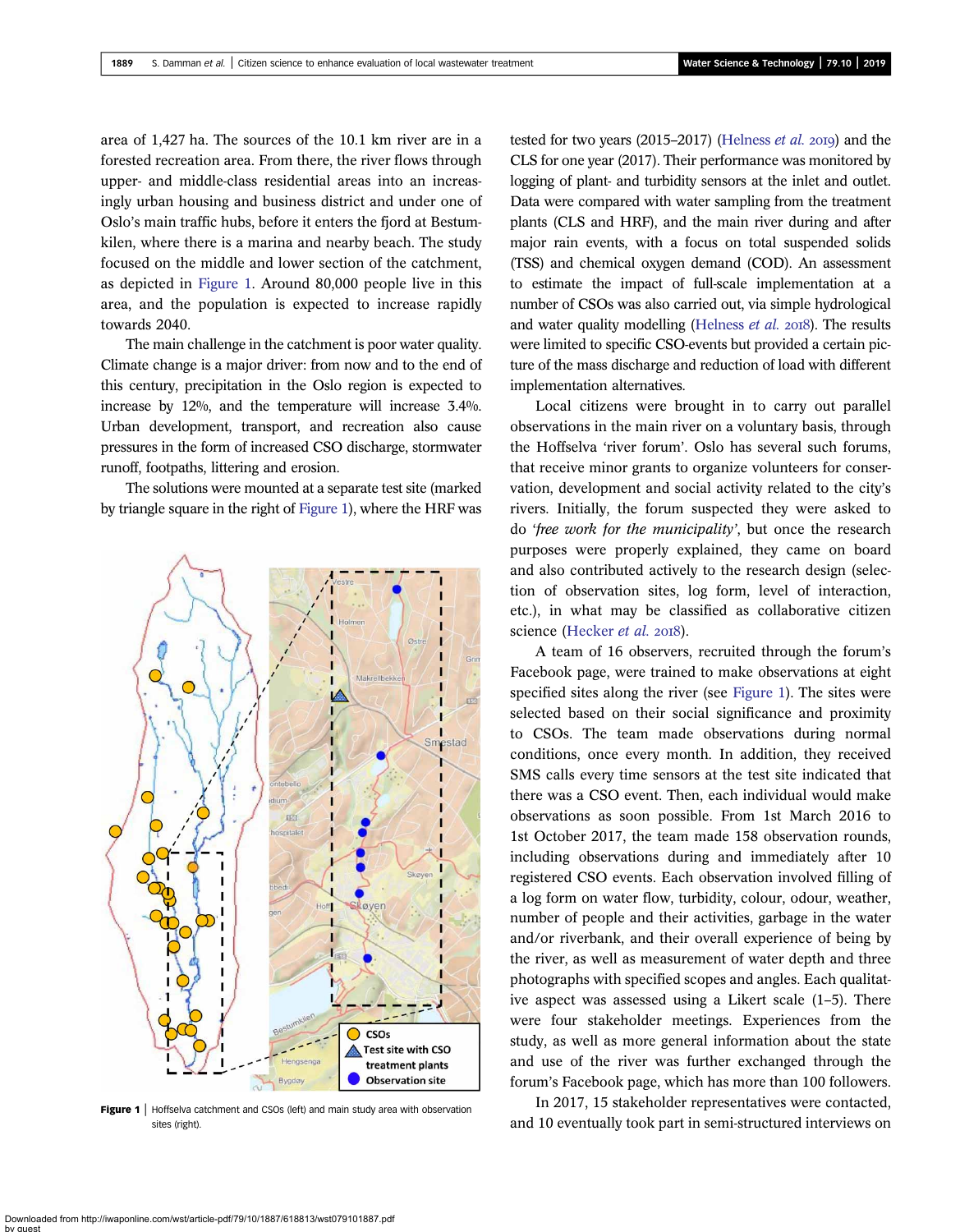area of 1,427 ha. The sources of the 10.1 km river are in a forested recreation area. From there, the river flows through upper- and middle-class residential areas into an increasingly urban housing and business district and under one of Oslo's main traffic hubs, before it enters the fjord at Bestumkilen, where there is a marina and nearby beach. The study focused on the middle and lower section of the catchment, as depicted in Figure 1. Around 80,000 people live in this area, and the population is expected to increase rapidly towards 2040.

The main challenge in the catchment is poor water quality. Climate change is a major driver: from now and to the end of this century, precipitation in the Oslo region is expected to increase by 12%, and the temperature will increase 3.4%. Urban development, transport, and recreation also cause pressures in the form of increased CSO discharge, stormwater runoff, footpaths, littering and erosion.

The solutions were mounted at a separate test site (marked by triangle square in the right of Figure 1), where the HRF was tested for two years (2015–2017) (Helness *et al.* 2019) and the CLS for one year (2017). Their performance was monitored by logging of plant- and turbidity sensors at the inlet and outlet. Data were compared with water sampling from the treatment plants (CLS and HRF), and the main river during and after major rain events, with a focus on total suspended solids (TSS) and chemical oxygen demand (COD). An assessment to estimate the impact of full-scale implementation at a number of CSOs was also carried out, via simple hydrological and water quality modelling (Helness *et al.* 2018). The results were limited to specific CSO-events but provided a certain picture of the mass discharge and reduction of load with different implementation alternatives.

Figure 1 | Hoffselva catchment and CSOs (left) and main study area with observation sites (right).

Local citizens were brought in to carry out parallel observations in the main river on a voluntary basis, through the Hoffselva 'river forum'. Oslo has several such forums, that receive minor grants to organize volunteers for conservation, development and social activity related to the city's rivers. Initially, the forum suspected they were asked to do *'free work for the municipality'*, but once the research purposes were properly explained, they came on board and also contributed actively to the research design (selection of observation sites, log form, level of interaction, etc.), in what may be classified as collaborative citizen science (Hecker *et al.* 2018).

A team of 16 observers, recruited through the forum's Facebook page, were trained to make observations at eight specified sites along the river (see Figure 1). The sites were selected based on their social significance and proximity to CSOs. The team made observations during normal conditions, once every month. In addition, they received SMS calls every time sensors at the test site indicated that there was a CSO event. Then, each individual would make observations as soon possible. From 1st March 2016 to 1st October 2017, the team made 158 observation rounds, including observations during and immediately after 10 registered CSO events. Each observation involved filling of a log form on water flow, turbidity, colour, odour, weather, number of people and their activities, garbage in the water and/or riverbank, and their overall experience of being by the river, as well as measurement of water depth and three photographs with specified scopes and angles. Each qualitative aspect was assessed using a Likert scale (1–5). There were four stakeholder meetings. Experiences from the study, as well as more general information about the state and use of the river was further exchanged through the forum's Facebook page, which has more than 100 followers.

In 2017, 15 stakeholder representatives were contacted, and 10 eventually took part in semi-structured interviews on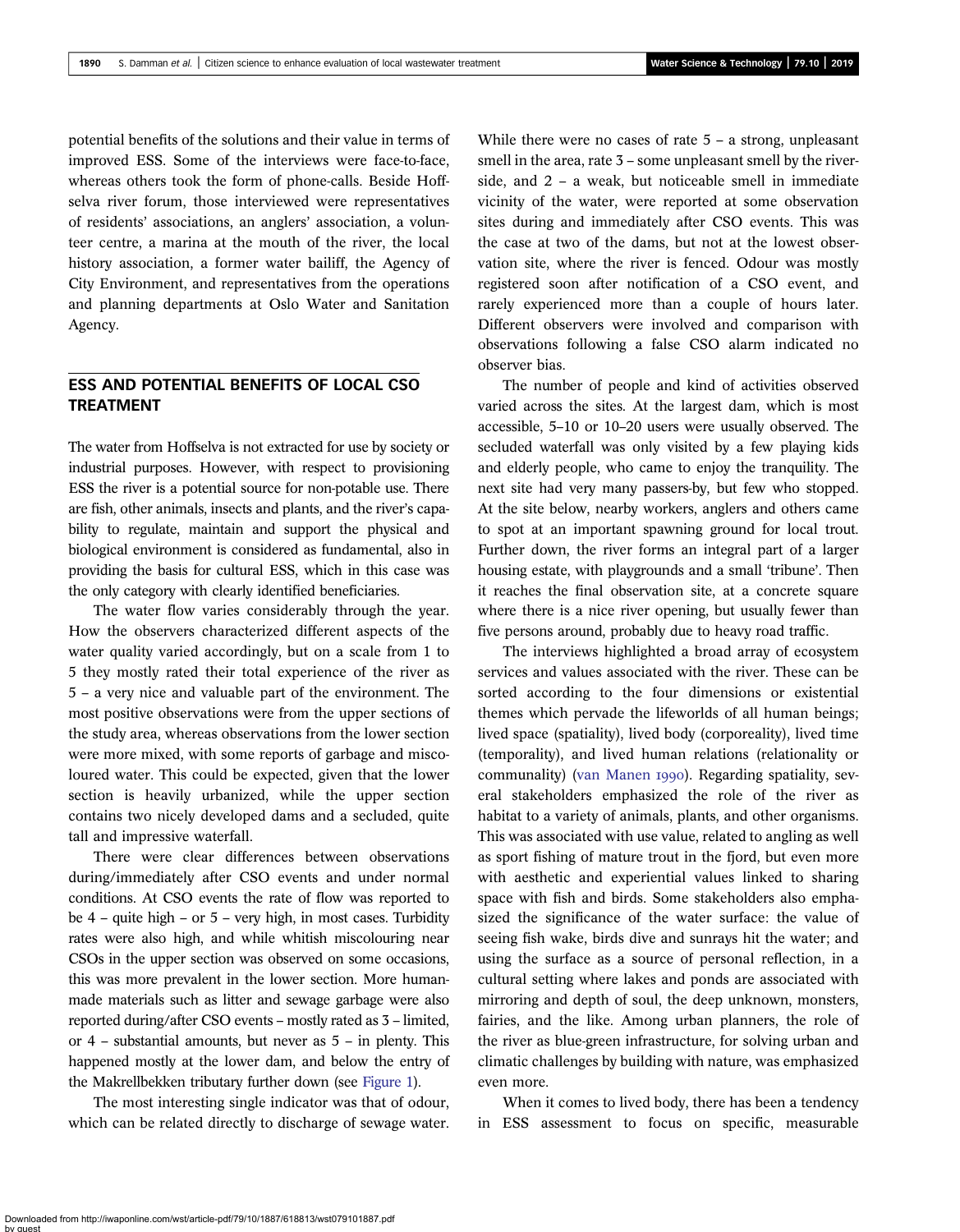potential benefits of the solutions and their value in terms of improved ESS. Some of the interviews were face-to-face, whereas others took the form of phone-calls. Beside Hoffselva river forum, those interviewed were representatives of residents' associations, an anglers' association, a volunteer centre, a marina at the mouth of the river, the local history association, a former water bailiff, the Agency of City Environment, and representatives from the operations and planning departments at Oslo Water and Sanitation Agency.

## ESS AND POTENTIAL BENEFITS OF LOCAL CSO TREATMENT

The water from Hoffselva is not extracted for use by society or industrial purposes. However, with respect to provisioning ESS the river is a potential source for non-potable use. There are fish, other animals, insects and plants, and the river's capability to regulate, maintain and support the physical and biological environment is considered as fundamental, also in providing the basis for cultural ESS, which in this case was the only category with clearly identified beneficiaries.

The water flow varies considerably through the year. How the observers characterized different aspects of the water quality varied accordingly, but on a scale from 1 to 5 they mostly rated their total experience of the river as 5 – a very nice and valuable part of the environment. The most positive observations were from the upper sections of the study area, whereas observations from the lower section were more mixed, with some reports of garbage and miscoloured water. This could be expected, given that the lower section is heavily urbanized, while the upper section contains two nicely developed dams and a secluded, quite tall and impressive waterfall.

There were clear differences between observations during/immediately after CSO events and under normal conditions. At CSO events the rate of flow was reported to be 4 – quite high – or 5 – very high, in most cases. Turbidity rates were also high, and while whitish miscolouring near CSOs in the upper section was observed on some occasions, this was more prevalent in the lower section. More human-made materials such as litter and sewage garbage were also reported during/after CSO events – mostly rated as 3 – limited, or 4 – substantial amounts, but never as 5 – in plenty. This happened mostly at the lower dam, and below the entry of the Makrellbekken tributary further down (see Figure 1).

The most interesting single indicator was that of odour, which can be related directly to discharge of sewage water. While there were no cases of rate 5 – a strong, unpleasant smell in the area, rate 3 – some unpleasant smell by the riverside, and 2 – a weak, but noticeable smell in immediate vicinity of the water, were reported at some observation sites during and immediately after CSO events. This was the case at two of the dams, but not at the lowest observation site, where the river is fenced. Odour was mostly registered soon after notification of a CSO event, and rarely experienced more than a couple of hours later. Different observers were involved and comparison with observations following a false CSO alarm indicated no observer bias.

The number of people and kind of activities observed varied across the sites. At the largest dam, which is most accessible, 5–10 or 10–20 users were usually observed. The secluded waterfall was only visited by a few playing kids and elderly people, who came to enjoy the tranquility. The next site had very many passers-by, but few who stopped. At the site below, nearby workers, anglers and others came to spot at an important spawning ground for local trout. Further down, the river forms an integral part of a larger housing estate, with playgrounds and a small 'tribune'. Then it reaches the final observation site, at a concrete square where there is a nice river opening, but usually fewer than five persons around, probably due to heavy road traffic.

The interviews highlighted a broad array of ecosystem services and values associated with the river. These can be sorted according to the four dimensions or existential themes which pervade the lifeworlds of all human beings; lived space (spatiality), lived body (corporeality), lived time (temporality), and lived human relations (relationality or communality) (van Manen 1990). Regarding spatiality, several stakeholders emphasized the role of the river as habitat to a variety of animals, plants, and other organisms. This was associated with use value, related to angling as well as sport fishing of mature trout in the fjord, but even more with aesthetic and experiential values linked to sharing space with fish and birds. Some stakeholders also emphasized the significance of the water surface: the value of seeing fish wake, birds dive and sunrays hit the water; and using the surface as a source of personal reflection, in a cultural setting where lakes and ponds are associated with mirroring and depth of soul, the deep unknown, monsters, fairies, and the like. Among urban planners, the role of the river as blue-green infrastructure, for solving urban and climatic challenges by building with nature, was emphasized even more.

When it comes to lived body, there has been a tendency in ESS assessment to focus on specific, measurable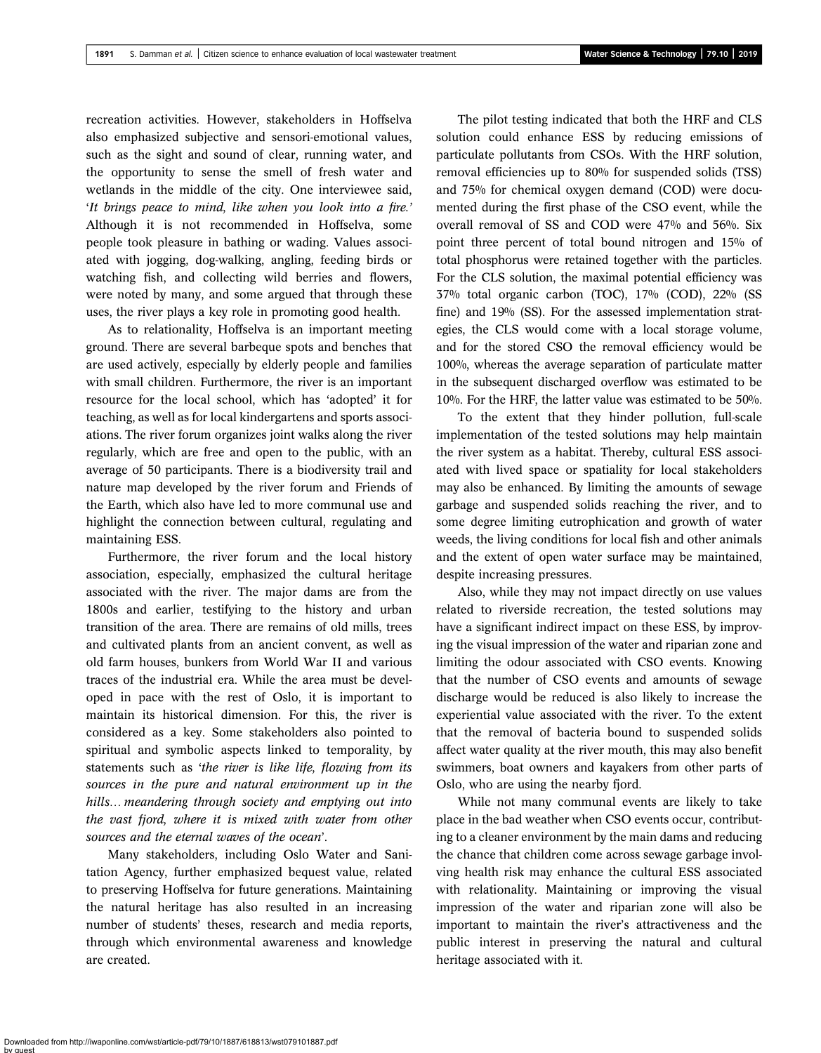recreation activities. However, stakeholders in Hoffselva also emphasized subjective and sensori-emotional values, such as the sight and sound of clear, running water, and the opportunity to sense the smell of fresh water and wetlands in the middle of the city. One interviewee said, '*It brings peace to mind, like when you look into a fire.*' Although it is not recommended in Hoffselva, some people took pleasure in bathing or wading. Values associated with jogging, dog-walking, angling, feeding birds or watching fish, and collecting wild berries and flowers, were noted by many, and some argued that through these uses, the river plays a key role in promoting good health.

As to relationality, Hoffselva is an important meeting ground. There are several barbeque spots and benches that are used actively, especially by elderly people and families with small children. Furthermore, the river is an important resource for the local school, which has 'adopted' it for teaching, as well as for local kindergartens and sports associations. The river forum organizes joint walks along the river regularly, which are free and open to the public, with an average of 50 participants. There is a biodiversity trail and nature map developed by the river forum and Friends of the Earth, which also have led to more communal use and highlight the connection between cultural, regulating and maintaining ESS.

Furthermore, the river forum and the local history association, especially, emphasized the cultural heritage associated with the river. The major dams are from the 1800s and earlier, testifying to the history and urban transition of the area. There are remains of old mills, trees and cultivated plants from an ancient convent, as well as old farm houses, bunkers from World War II and various traces of the industrial era. While the area must be developed in pace with the rest of Oslo, it is important to maintain its historical dimension. For this, the river is considered as a key. Some stakeholders also pointed to spiritual and symbolic aspects linked to temporality, by statements such as '*the river is like life, flowing from its sources in the pure and natural environment up in the hills… meandering through society and emptying out into the vast fjord, where it is mixed with water from other sources and the eternal waves of the ocean*'.

Many stakeholders, including Oslo Water and Sanitation Agency, further emphasized bequest value, related to preserving Hoffselva for future generations. Maintaining the natural heritage has also resulted in an increasing number of students' theses, research and media reports, through which environmental awareness and knowledge are created.

The pilot testing indicated that both the HRF and CLS solution could enhance ESS by reducing emissions of particulate pollutants from CSOs. With the HRF solution, removal efficiencies up to 80% for suspended solids (TSS) and 75% for chemical oxygen demand (COD) were documented during the first phase of the CSO event, while the overall removal of SS and COD were 47% and 56%. Six point three percent of total bound nitrogen and 15% of total phosphorus were retained together with the particles. For the CLS solution, the maximal potential efficiency was 37% total organic carbon (TOC), 17% (COD), 22% (SS fine) and 19% (SS). For the assessed implementation strategies, the CLS would come with a local storage volume, and for the stored CSO the removal efficiency would be 100%, whereas the average separation of particulate matter in the subsequent discharged overflow was estimated to be 10%. For the HRF, the latter value was estimated to be 50%.

To the extent that they hinder pollution, full-scale implementation of the tested solutions may help maintain the river system as a habitat. Thereby, cultural ESS associated with lived space or spatiality for local stakeholders may also be enhanced. By limiting the amounts of sewage garbage and suspended solids reaching the river, and to some degree limiting eutrophication and growth of water weeds, the living conditions for local fish and other animals and the extent of open water surface may be maintained, despite increasing pressures.

Also, while they may not impact directly on use values related to riverside recreation, the tested solutions may have a significant indirect impact on these ESS, by improving the visual impression of the water and riparian zone and limiting the odour associated with CSO events. Knowing that the number of CSO events and amounts of sewage discharge would be reduced is also likely to increase the experiential value associated with the river. To the extent that the removal of bacteria bound to suspended solids affect water quality at the river mouth, this may also benefit swimmers, boat owners and kayakers from other parts of Oslo, who are using the nearby fjord.

While not many communal events are likely to take place in the bad weather when CSO events occur, contributing to a cleaner environment by the main dams and reducing the chance that children come across sewage garbage involving health risk may enhance the cultural ESS associated with relationality. Maintaining or improving the visual impression of the water and riparian zone will also be important to maintain the river's attractiveness and the public interest in preserving the natural and cultural heritage associated with it.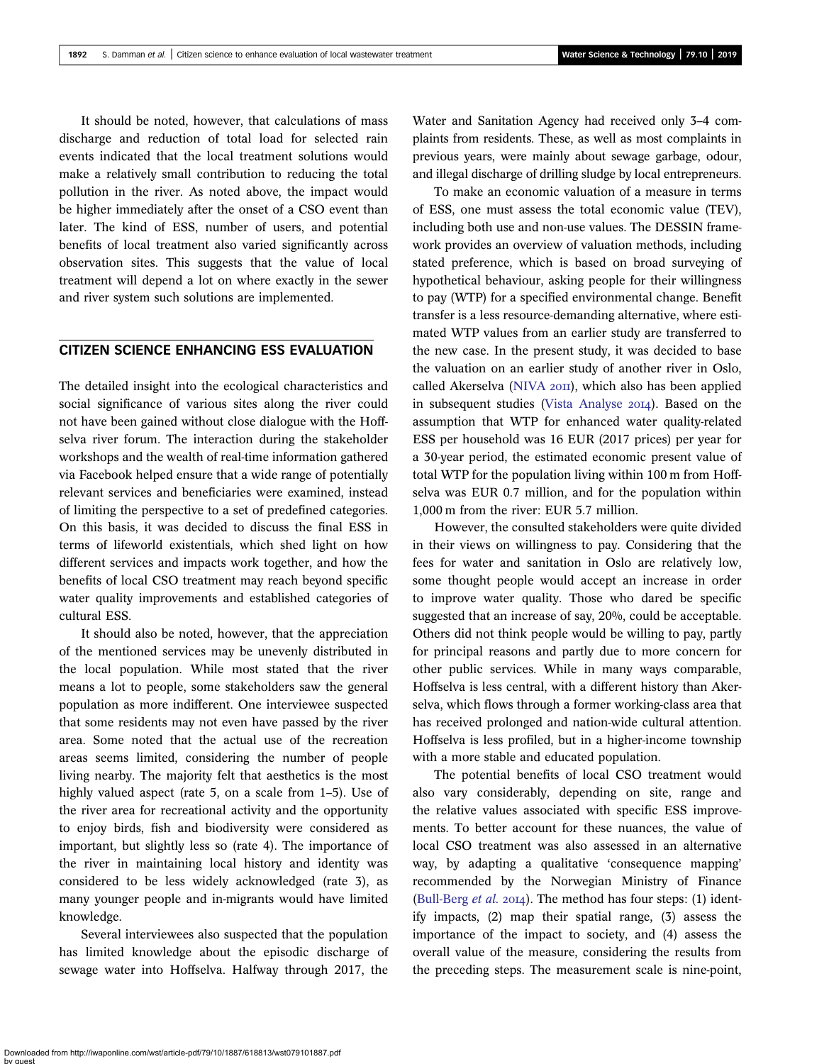It should be noted, however, that calculations of mass discharge and reduction of total load for selected rain events indicated that the local treatment solutions would make a relatively small contribution to reducing the total pollution in the river. As noted above, the impact would be higher immediately after the onset of a CSO event than later. The kind of ESS, number of users, and potential benefits of local treatment also varied significantly across observation sites. This suggests that the value of local treatment will depend a lot on where exactly in the sewer and river system such solutions are implemented.

## CITIZEN SCIENCE ENHANCING ESS EVALUATION

The detailed insight into the ecological characteristics and social significance of various sites along the river could not have been gained without close dialogue with the Hoffselva river forum. The interaction during the stakeholder workshops and the wealth of real-time information gathered via Facebook helped ensure that a wide range of potentially relevant services and beneficiaries were examined, instead of limiting the perspective to a set of predefined categories. On this basis, it was decided to discuss the final ESS in terms of lifeworld existentials, which shed light on how different services and impacts work together, and how the benefits of local CSO treatment may reach beyond specific water quality improvements and established categories of cultural ESS.

It should also be noted, however, that the appreciation of the mentioned services may be unevenly distributed in the local population. While most stated that the river means a lot to people, some stakeholders saw the general population as more indifferent. One interviewee suspected that some residents may not even have passed by the river area. Some noted that the actual use of the recreation areas seems limited, considering the number of people living nearby. The majority felt that aesthetics is the most highly valued aspect (rate 5, on a scale from 1–5). Use of the river area for recreational activity and the opportunity to enjoy birds, fish and biodiversity were considered as important, but slightly less so (rate 4). The importance of the river in maintaining local history and identity was considered to be less widely acknowledged (rate 3), as many younger people and in-migrants would have limited knowledge.

Several interviewees also suspected that the population has limited knowledge about the episodic discharge of sewage water into Hoffselva. Halfway through 2017, the Water and Sanitation Agency had received only 3–4 complaints from residents. These, as well as most complaints in previous years, were mainly about sewage garbage, odour, and illegal discharge of drilling sludge by local entrepreneurs.

To make an economic valuation of a measure in terms of ESS, one must assess the total economic value (TEV), including both use and non-use values. The DESSIN framework provides an overview of valuation methods, including stated preference, which is based on broad surveying of hypothetical behaviour, asking people for their willingness to pay (WTP) for a specified environmental change. Benefit transfer is a less resource-demanding alternative, where estimated WTP values from an earlier study are transferred to the new case. In the present study, it was decided to base the valuation on an earlier study of another river in Oslo, called Akerselva (NIVA 2011), which also has been applied in subsequent studies (Vista Analyse 2014). Based on the assumption that WTP for enhanced water quality-related ESS per household was 16 EUR (2017 prices) per year for a 30-year period, the estimated economic present value of total WTP for the population living within 100 m from Hoffselva was EUR 0.7 million, and for the population within 1,000 m from the river: EUR 5.7 million.

However, the consulted stakeholders were quite divided in their views on willingness to pay. Considering that the fees for water and sanitation in Oslo are relatively low, some thought people would accept an increase in order to improve water quality. Those who dared be specific suggested that an increase of say, 20%, could be acceptable. Others did not think people would be willing to pay, partly for principal reasons and partly due to more concern for other public services. While in many ways comparable, Hoffselva is less central, with a different history than Akerselva, which flows through a former working-class area that has received prolonged and nation-wide cultural attention. Hoffselva is less profiled, but in a higher-income township with a more stable and educated population.

The potential benefits of local CSO treatment would also vary considerably, depending on site, range and the relative values associated with specific ESS improvements. To better account for these nuances, the value of local CSO treatment was also assessed in an alternative way, by adapting a qualitative 'consequence mapping' recommended by the Norwegian Ministry of Finance (Bull-Berg *et al.* 2014). The method has four steps: (1) identify impacts, (2) map their spatial range, (3) assess the importance of the impact to society, and (4) assess the overall value of the measure, considering the results from the preceding steps. The measurement scale is nine-point,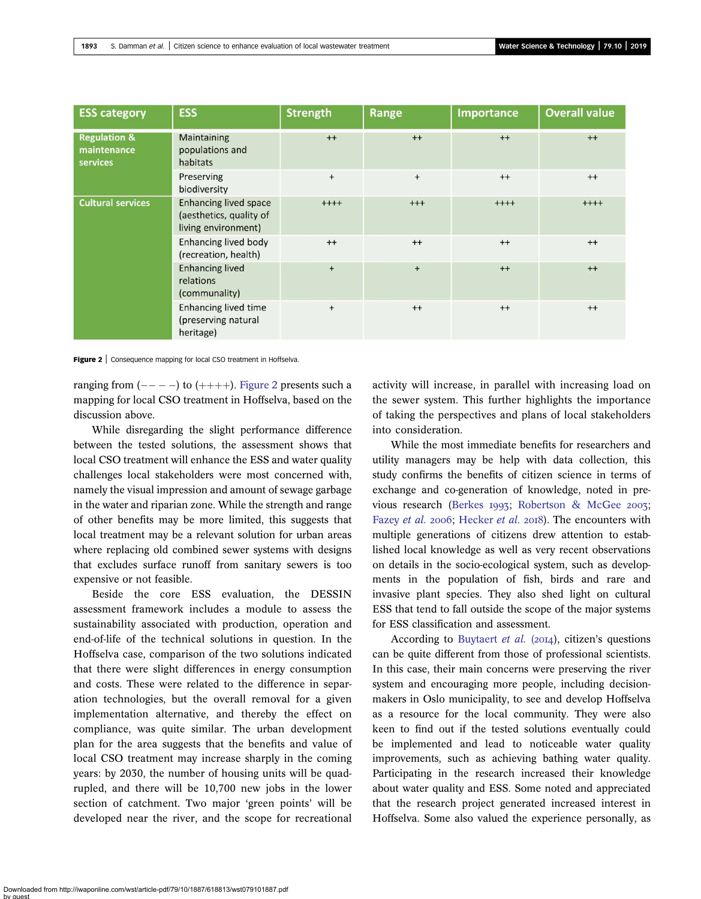| ESS category | ESS | Strength | Range | Importance | Overall value |
|---|---|---|---|---|---|
| Regulation & maintenance services | Maintaining populations and habitats | ++ | ++ | ++ | ++ |
| | Preserving biodiversity | + | + | ++ | ++ |
| Cultural services | Enhancing lived space (aesthetics, quality of living environment) | ++++ | +++ | ++++ | ++++ |
| | Enhancing lived body (recreation, health) | ++ | ++ | ++ | ++ |
| | Enhancing lived relations (communality) | + | + | ++ | ++ |
| | Enhancing lived time (preserving natural heritage) | + | ++ | ++ | ++ |

**Figure 2** | Consequence mapping for local CSO treatment in Hoffselva.

ranging from (− − − −) to (++++). Figure 2 presents such a mapping for local CSO treatment in Hoffselva, based on the discussion above.

While disregarding the slight performance difference between the tested solutions, the assessment shows that local CSO treatment will enhance the ESS and water quality challenges local stakeholders were most concerned with, namely the visual impression and amount of sewage garbage in the water and riparian zone. While the strength and range of other benefits may be more limited, this suggests that local treatment may be a relevant solution for urban areas where replacing old combined sewer systems with designs that excludes surface runoff from sanitary sewers is too expensive or not feasible.

Beside the core ESS evaluation, the DESSIN assessment framework includes a module to assess the sustainability associated with production, operation and end-of-life of the technical solutions in question. In the Hoffselva case, comparison of the two solutions indicated that there were slight differences in energy consumption and costs. These were related to the difference in separation technologies, but the overall removal for a given implementation alternative, and thereby the effect on compliance, was quite similar. The urban development plan for the area suggests that the benefits and value of local CSO treatment may increase sharply in the coming years: by 2030, the number of housing units will be quadrupled, and there will be 10,700 new jobs in the lower section of catchment. Two major 'green points' will be developed near the river, and the scope for recreational activity will increase, in parallel with increasing load on the sewer system. This further highlights the importance of taking the perspectives and plans of local stakeholders into consideration.

While the most immediate benefits for researchers and utility managers may be help with data collection, this study confirms the benefits of citizen science in terms of exchange and co-generation of knowledge, noted in previous research (Berkes 1993; Robertson & McGee 2003; Fazey *et al.* 2006; Hecker *et al.* 2018). The encounters with multiple generations of citizens drew attention to established local knowledge as well as very recent observations on details in the socio-ecological system, such as developments in the population of fish, birds and rare and invasive plant species. They also shed light on cultural ESS that tend to fall outside the scope of the major systems for ESS classification and assessment.

According to Buytaert *et al.* (2014), citizen's questions can be quite different from those of professional scientists. In this case, their main concerns were preserving the river system and encouraging more people, including decision-makers in Oslo municipality, to see and develop Hoffselva as a resource for the local community. They were also keen to find out if the tested solutions eventually could be implemented and lead to noticeable water quality improvements, such as achieving bathing water quality. Participating in the research increased their knowledge about water quality and ESS. Some noted and appreciated that the research project generated increased interest in Hoffselva. Some also valued the experience personally, as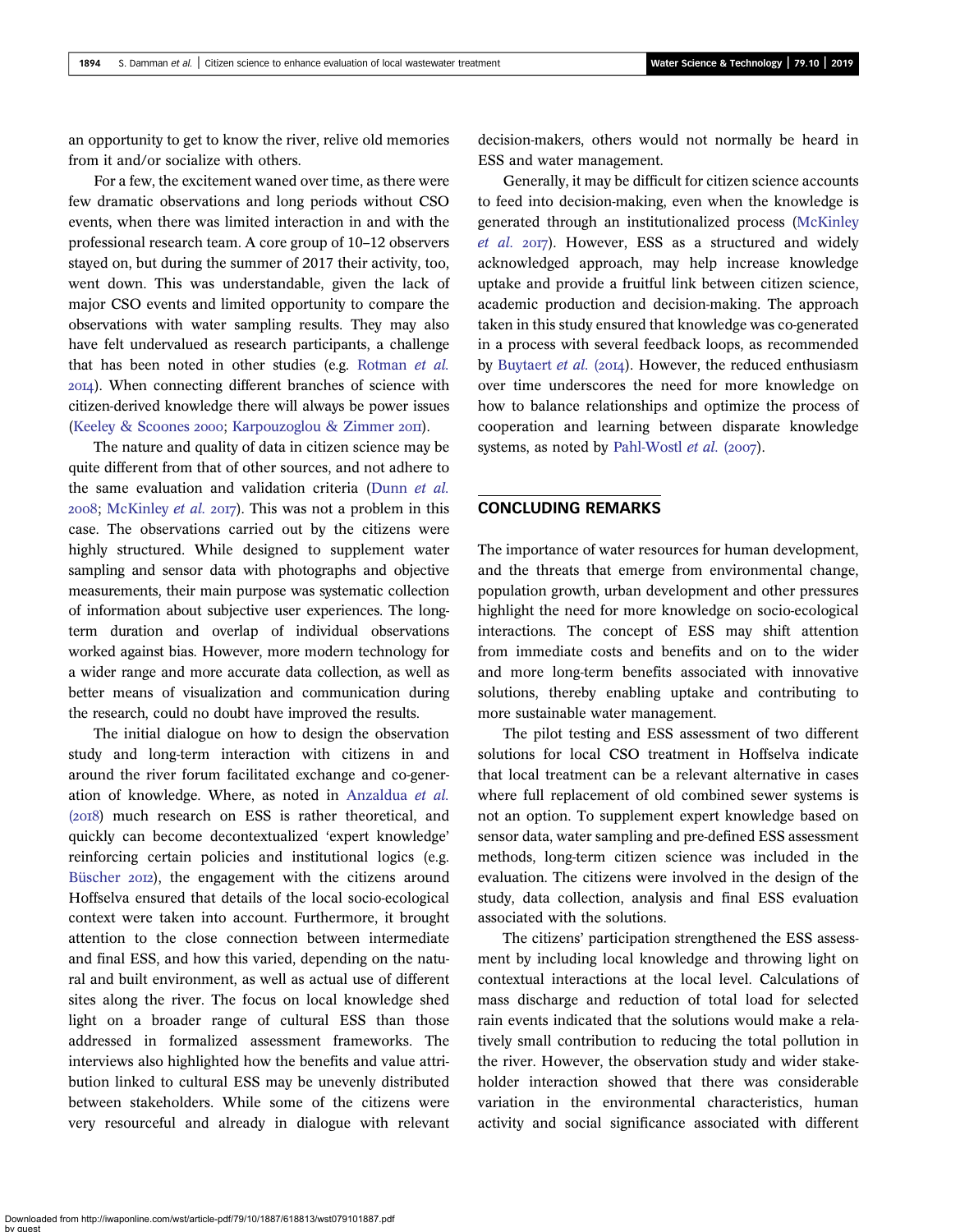an opportunity to get to know the river, relive old memories from it and/or socialize with others.

For a few, the excitement waned over time, as there were few dramatic observations and long periods without CSO events, when there was limited interaction in and with the professional research team. A core group of 10–12 observers stayed on, but during the summer of 2017 their activity, too, went down. This was understandable, given the lack of major CSO events and limited opportunity to compare the observations with water sampling results. They may also have felt undervalued as research participants, a challenge that has been noted in other studies (e.g. Rotman *et al.* 2014). When connecting different branches of science with citizen-derived knowledge there will always be power issues (Keeley & Scoones 2000; Karpouzoglou & Zimmer 2011).

The nature and quality of data in citizen science may be quite different from that of other sources, and not adhere to the same evaluation and validation criteria (Dunn *et al.* 2008; McKinley *et al.* 2017). This was not a problem in this case. The observations carried out by the citizens were highly structured. While designed to supplement water sampling and sensor data with photographs and objective measurements, their main purpose was systematic collection of information about subjective user experiences. The long-term duration and overlap of individual observations worked against bias. However, more modern technology for a wider range and more accurate data collection, as well as better means of visualization and communication during the research, could no doubt have improved the results.

The initial dialogue on how to design the observation study and long-term interaction with citizens in and around the river forum facilitated exchange and co-generation of knowledge. Where, as noted in Anzaldua *et al.* (2018) much research on ESS is rather theoretical, and quickly can become decontextualized 'expert knowledge' reinforcing certain policies and institutional logics (e.g. Büscher 2012), the engagement with the citizens around Hoffselva ensured that details of the local socio-ecological context were taken into account. Furthermore, it brought attention to the close connection between intermediate and final ESS, and how this varied, depending on the natural and built environment, as well as actual use of different sites along the river. The focus on local knowledge shed light on a broader range of cultural ESS than those addressed in formalized assessment frameworks. The interviews also highlighted how the benefits and value attribution linked to cultural ESS may be unevenly distributed between stakeholders. While some of the citizens were very resourceful and already in dialogue with relevant decision-makers, others would not normally be heard in ESS and water management.

Generally, it may be difficult for citizen science accounts to feed into decision-making, even when the knowledge is generated through an institutionalized process (McKinley *et al.* 2017). However, ESS as a structured and widely acknowledged approach, may help increase knowledge uptake and provide a fruitful link between citizen science, academic production and decision-making. The approach taken in this study ensured that knowledge was co-generated in a process with several feedback loops, as recommended by Buytaert *et al.* (2014). However, the reduced enthusiasm over time underscores the need for more knowledge on how to balance relationships and optimize the process of cooperation and learning between disparate knowledge systems, as noted by Pahl-Wostl *et al.* (2007).

## CONCLUDING REMARKS

The importance of water resources for human development, and the threats that emerge from environmental change, population growth, urban development and other pressures highlight the need for more knowledge on socio-ecological interactions. The concept of ESS may shift attention from immediate costs and benefits and on to the wider and more long-term benefits associated with innovative solutions, thereby enabling uptake and contributing to more sustainable water management.

The pilot testing and ESS assessment of two different solutions for local CSO treatment in Hoffselva indicate that local treatment can be a relevant alternative in cases where full replacement of old combined sewer systems is not an option. To supplement expert knowledge based on sensor data, water sampling and pre-defined ESS assessment methods, long-term citizen science was included in the evaluation. The citizens were involved in the design of the study, data collection, analysis and final ESS evaluation associated with the solutions.

The citizens' participation strengthened the ESS assessment by including local knowledge and throwing light on contextual interactions at the local level. Calculations of mass discharge and reduction of total load for selected rain events indicated that the solutions would make a relatively small contribution to reducing the total pollution in the river. However, the observation study and wider stakeholder interaction showed that there was considerable variation in the environmental characteristics, human activity and social significance associated with different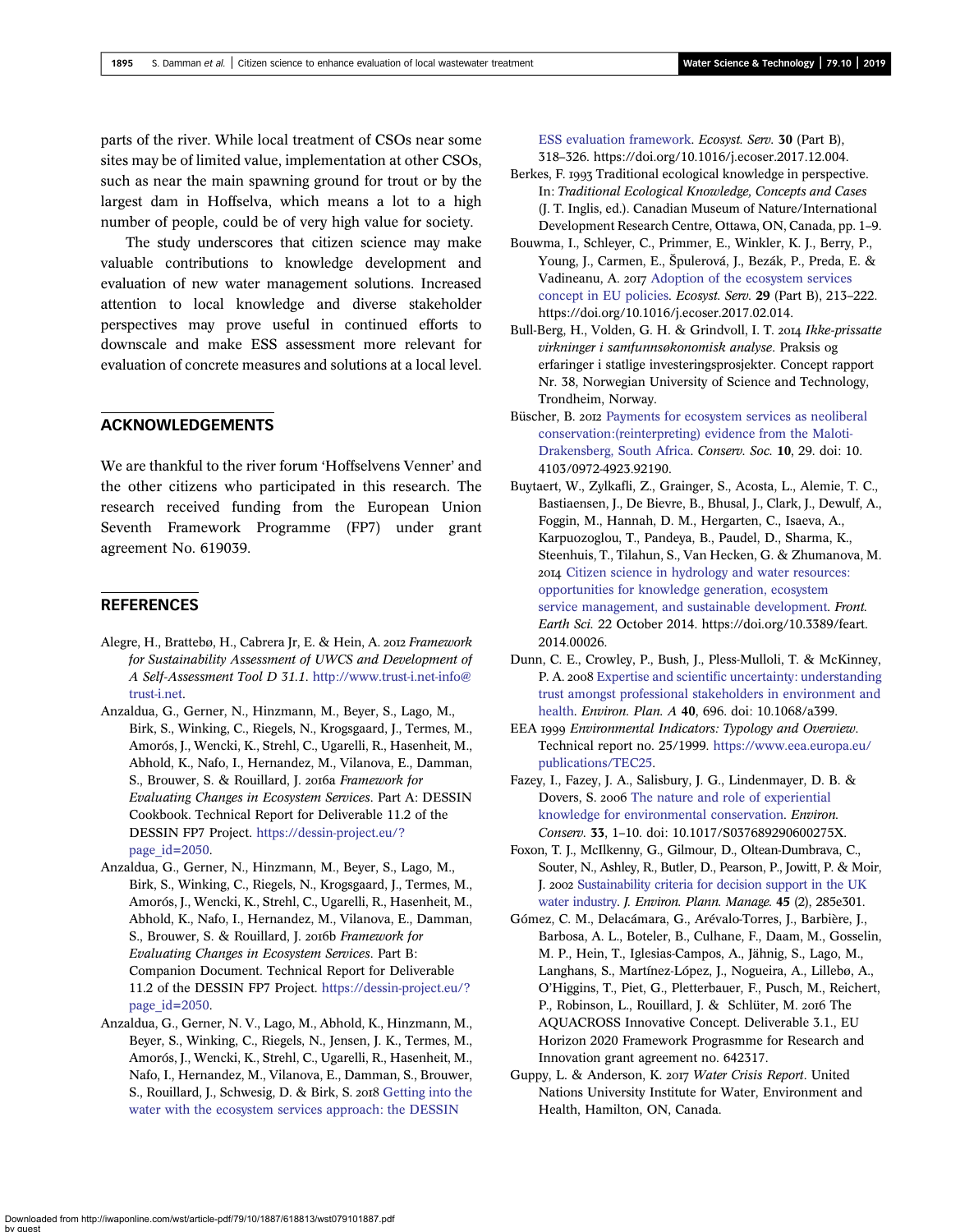parts of the river. While local treatment of CSOs near some sites may be of limited value, implementation at other CSOs, such as near the main spawning ground for trout or by the largest dam in Hoffselva, which means a lot to a high number of people, could be of very high value for society.

The study underscores that citizen science may make valuable contributions to knowledge development and evaluation of new water management solutions. Increased attention to local knowledge and diverse stakeholder perspectives may prove useful in continued efforts to downscale and make ESS assessment more relevant for evaluation of concrete measures and solutions at a local level.

## ACKNOWLEDGEMENTS

We are thankful to the river forum 'Hoffselvens Venner' and the other citizens who participated in this research. The research received funding from the European Union Seventh Framework Programme (FP7) under grant agreement No. 619039.

## REFERENCES

Alegre, H., Brattebø, H., Cabrera Jr, E. & Hein, A. 2012 *Framework for Sustainability Assessment of UWCS and Development of A Self-Assessment Tool D 31.1*. http://www.trust-i.net-info@trust-i.net.

Anzaldua, G., Gerner, N., Hinzmann, M., Beyer, S., Lago, M., Birk, S., Winking, C., Riegels, N., Krogsgaard, J., Termes, M., Amorós, J., Wencki, K., Strehl, C., Ugarelli, R., Hasenheit, M., Abhold, K., Nafo, I., Hernandez, M., Vilanova, E., Damman, S., Brouwer, S. & Rouillard, J. 2016a *Framework for Evaluating Changes in Ecosystem Services*. Part A: DESSIN Cookbook. Technical Report for Deliverable 11.2 of the DESSIN FP7 Project. https://dessin-project.eu/?page_id=2050.

Anzaldua, G., Gerner, N., Hinzmann, M., Beyer, S., Lago, M., Birk, S., Winking, C., Riegels, N., Krogsgaard, J., Termes, M., Amorós, J., Wencki, K., Strehl, C., Ugarelli, R., Hasenheit, M., Abhold, K., Nafo, I., Hernandez, M., Vilanova, E., Damman, S., Brouwer, S. & Rouillard, J. 2016b *Framework for Evaluating Changes in Ecosystem Services*. Part B: Companion Document. Technical Report for Deliverable 11.2 of the DESSIN FP7 Project. https://dessin-project.eu/?page_id=2050.

Anzaldua, G., Gerner, N. V., Lago, M., Abhold, K., Hinzmann, M., Beyer, S., Winking, C., Riegels, N., Jensen, J. K., Termes, M., Amorós, J., Wencki, K., Strehl, C., Ugarelli, R., Hasenheit, M., Nafo, I., Hernandez, M., Vilanova, E., Damman, S., Brouwer, S., Rouillard, J., Schwesig, D. & Birk, S. 2018 Getting into the water with the ecosystem services approach: the DESSIN ESS evaluation framework. *Ecosyst. Serv.* **30** (Part B), 318–326. https://doi.org/10.1016/j.ecoser.2017.12.004.

Berkes, F. 1993 Traditional ecological knowledge in perspective. In: *Traditional Ecological Knowledge, Concepts and Cases* (J. T. Inglis, ed.). Canadian Museum of Nature/International Development Research Centre, Ottawa, ON, Canada, pp. 1–9.

Bouwma, I., Schleyer, C., Primmer, E., Winkler, K. J., Berry, P., Young, J., Carmen, E., Špulerová, J., Bezák, P., Preda, E. & Vadineanu, A. 2017 Adoption of the ecosystem services concept in EU policies. *Ecosyst. Serv.* **29** (Part B), 213–222. https://doi.org/10.1016/j.ecoser.2017.02.014.

Bull-Berg, H., Volden, G. H. & Grindvoll, I. T. 2014 *Ikke-prissatte virkninger i samfunnsøkonomisk analyse*. Praksis og erfaringer i statlige investeringsprosjekter. Concept rapport Nr. 38, Norwegian University of Science and Technology, Trondheim, Norway.

Büscher, B. 2012 Payments for ecosystem services as neoliberal conservation:(reinterpreting) evidence from the Maloti-Drakensberg, South Africa. *Conserv. Soc.* **10**, 29. doi: 10.4103/0972-4923.92190.

Buytaert, W., Zylkafli, Z., Grainger, S., Acosta, L., Alemie, T. C., Bastiaensen, J., De Bievre, B., Bhusal, J., Clark, J., Dewulf, A., Foggin, M., Hannah, D. M., Hergarten, C., Isaeva, A., Karpuozoglou, T., Pandeya, B., Paudel, D., Sharma, K., Steenhuis, T., Tilahun, S., Van Hecken, G. & Zhumanova, M. 2014 Citizen science in hydrology and water resources: opportunities for knowledge generation, ecosystem service management, and sustainable development. *Front. Earth Sci.* 22 October 2014. https://doi.org/10.3389/feart.2014.00026.

Dunn, C. E., Crowley, P., Bush, J., Pless-Mulloli, T. & McKinney, P. A. 2008 Expertise and scientific uncertainty: understanding trust amongst professional stakeholders in environment and health. *Environ. Plan. A* **40**, 696. doi: 10.1068/a399.

EEA 1999 *Environmental Indicators: Typology and Overview*. Technical report no. 25/1999. https://www.eea.europa.eu/publications/TEC25.

Fazey, I., Fazey, J. A., Salisbury, J. G., Lindenmayer, D. B. & Dovers, S. 2006 The nature and role of experiential knowledge for environmental conservation. *Environ. Conserv.* **33**, 1–10. doi: 10.1017/S037689290600275X.

Foxon, T. J., McIlkenny, G., Gilmour, D., Oltean-Dumbrava, C., Souter, N., Ashley, R., Butler, D., Pearson, P., Jowitt, P. & Moir, J. 2002 Sustainability criteria for decision support in the UK water industry. *J. Environ. Plann. Manage.* **45** (2), 285e301.

Gómez, C. M., Delacámara, G., Arévalo-Torres, J., Barbière, J., Barbosa, A. L., Boteler, B., Culhane, F., Daam, M., Gosselin, M. P., Hein, T., Iglesias-Campos, A., Jähnig, S., Lago, M., Langhans, S., Martínez-López, J., Nogueira, A., Lillebø, A., O'Higgins, T., Piet, G., Pletterbauer, F., Pusch, M., Reichert, P., Robinson, L., Rouillard, J. & Schlüter, M. 2016 The AQUACROSS Innovative Concept. Deliverable 3.1., EU Horizon 2020 Framework Programme for Research and Innovation grant agreement no. 642317.

Guppy, L. & Anderson, K. 2017 *Water Crisis Report*. United Nations University Institute for Water, Environment and Health, Hamilton, ON, Canada.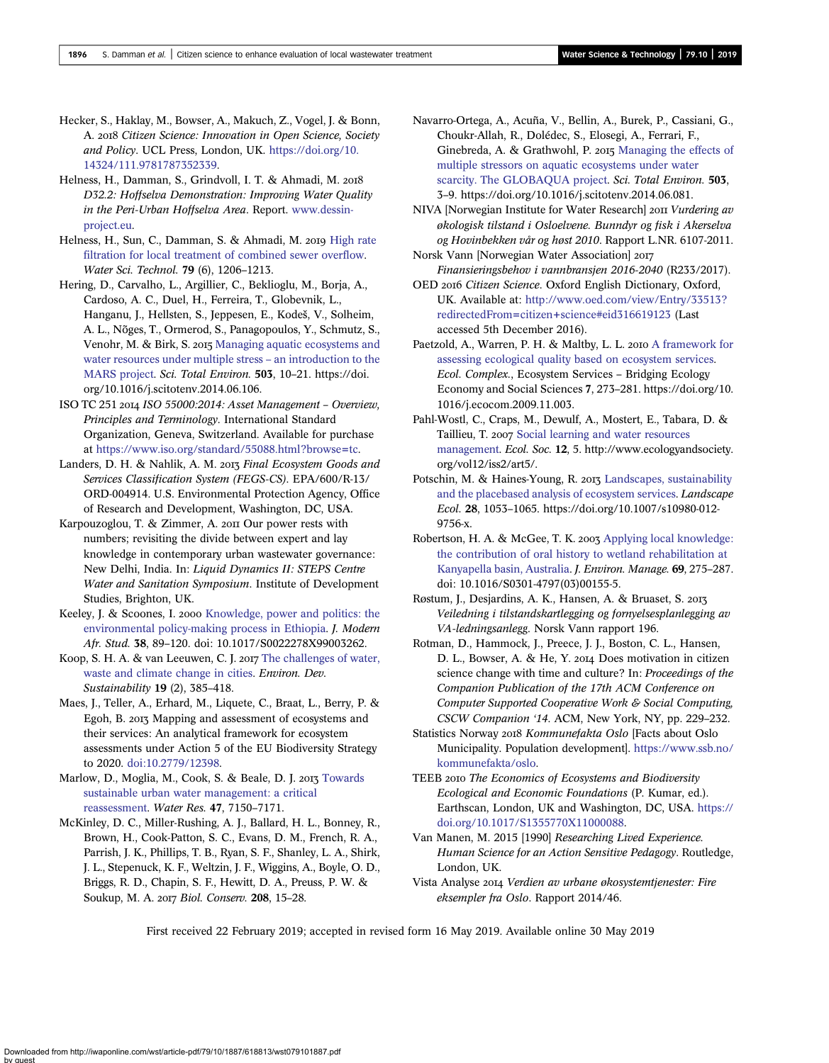Hecker, S., Haklay, M., Bowser, A., Makuch, Z., Vogel, J. & Bonn, A. 2018 *Citizen Science: Innovation in Open Science, Society and Policy*. UCL Press, London, UK. https://doi.org/10.14324/111.9781787352339.

Helness, H., Damman, S., Grindvoll, I. T. & Ahmadi, M. 2018 *D32.2: Hoffselva Demonstration: Improving Water Quality in the Peri-Urban Hoffselva Area*. Report. www.dessin-project.eu.

Helness, H., Sun, C., Damman, S. & Ahmadi, M. 2019 High rate filtration for local treatment of combined sewer overflow. *Water Sci. Technol.* **79** (6), 1206–1213.

Hering, D., Carvalho, L., Argillier, C., Beklioglu, M., Borja, A., Cardoso, A. C., Duel, H., Ferreira, T., Globevnik, L., Hanganu, J., Hellsten, S., Jeppesen, E., Kodeš, V., Solheim, A. L., Nõges, T., Ormerod, S., Panagopoulos, Y., Schmutz, S., Venohr, M. & Birk, S. 2015 Managing aquatic ecosystems and water resources under multiple stress – an introduction to the MARS project. *Sci. Total Environ.* **503**, 10–21. https://doi.org/10.1016/j.scitotenv.2014.06.106.

ISO TC 251 2014 *ISO 55000:2014: Asset Management – Overview, Principles and Terminology*. International Standard Organization, Geneva, Switzerland. Available for purchase at https://www.iso.org/standard/55088.html?browse=tc.

Landers, D. H. & Nahlik, A. M. 2013 *Final Ecosystem Goods and Services Classification System (FEGS-CS)*. EPA/600/R-13/ORD-004914. U.S. Environmental Protection Agency, Office of Research and Development, Washington, DC, USA.

Karpouzoglou, T. & Zimmer, A. 2011 Our power rests with numbers; revisiting the divide between expert and lay knowledge in contemporary urban wastewater governance: New Delhi, India. In: *Liquid Dynamics II: STEPS Centre Water and Sanitation Symposium*. Institute of Development Studies, Brighton, UK.

Keeley, J. & Scoones, I. 2000 Knowledge, power and politics: the environmental policy-making process in Ethiopia. *J. Modern Afr. Stud.* **38**, 89–120. doi: 10.1017/S0022278X99003262.

Koop, S. H. A. & van Leeuwen, C. J. 2017 The challenges of water, waste and climate change in cities. *Environ. Dev. Sustainability* **19** (2), 385–418.

Maes, J., Teller, A., Erhard, M., Liquete, C., Braat, L., Berry, P. & Egoh, B. 2013 Mapping and assessment of ecosystems and their services: An analytical framework for ecosystem assessments under Action 5 of the EU Biodiversity Strategy to 2020. doi:10.2779/12398.

Marlow, D., Moglia, M., Cook, S. & Beale, D. J. 2013 Towards sustainable urban water management: a critical reassessment. *Water Res.* **47**, 7150–7171.

McKinley, D. C., Miller-Rushing, A. J., Ballard, H. L., Bonney, R., Brown, H., Cook-Patton, S. C., Evans, D. M., French, R. A., Parrish, J. K., Phillips, T. B., Ryan, S. F., Shanley, L. A., Shirk, J. L., Stepenuck, K. F., Weltzin, J. F., Wiggins, A., Boyle, O. D., Briggs, R. D., Chapin, S. F., Hewitt, D. A., Preuss, P. W. & Soukup, M. A. 2017 *Biol. Conserv.* **208**, 15–28.

Navarro-Ortega, A., Acuña, V., Bellin, A., Burek, P., Cassiani, G., Choukr-Allah, R., Dolédec, S., Elosegi, A., Ferrari, F., Ginebreda, A. & Grathwohl, P. 2015 Managing the effects of multiple stressors on aquatic ecosystems under water scarcity. The GLOBAQUA project. *Sci. Total Environ.* **503**, 3–9. https://doi.org/10.1016/j.scitotenv.2014.06.081.

NIVA [Norwegian Institute for Water Research] 2011 *Vurdering av økologisk tilstand i Osloelvene. Bunndyr og fisk i Akerselva og Hovinbekken vår og høst 2010*. Rapport L.NR. 6107-2011.

Norsk Vann [Norwegian Water Association] 2017 *Finansieringsbehov i vannbransjen 2016-2040* (R233/2017).

OED 2016 *Citizen Science*. Oxford English Dictionary, Oxford, UK. Available at: http://www.oed.com/view/Entry/33513?redirectedFrom=citizen+science#eid316619123 (Last accessed 5th December 2016).

Paetzold, A., Warren, P. H. & Maltby, L. L. 2010 A framework for assessing ecological quality based on ecosystem services. *Ecol. Complex.*, Ecosystem Services – Bridging Ecology Economy and Social Sciences **7**, 273–281. https://doi.org/10.1016/j.ecocom.2009.11.003.

Pahl-Wostl, C., Craps, M., Dewulf, A., Mostert, E., Tabara, D. & Taillieu, T. 2007 Social learning and water resources management. *Ecol. Soc.* **12**, 5. http://www.ecologyandsociety.org/vol12/iss2/art5/.

Potschin, M. & Haines-Young, R. 2013 Landscapes, sustainability and the placebased analysis of ecosystem services. *Landscape Ecol.* **28**, 1053–1065. https://doi.org/10.1007/s10980-012-9756-x.

Robertson, H. A. & McGee, T. K. 2003 Applying local knowledge: the contribution of oral history to wetland rehabilitation at Kanyapella basin, Australia. *J. Environ. Manage.* **69**, 275–287. doi: 10.1016/S0301-4797(03)00155-5.

Røstum, J., Desjardins, A. K., Hansen, A. & Bruaset, S. 2013 *Veiledning i tilstandskartlegging og fornyelsesplanlegging av VA-ledningsanlegg*. Norsk Vann rapport 196.

Rotman, D., Hammock, J., Preece, J. J., Boston, C. L., Hansen, D. L., Bowser, A. & He, Y. 2014 Does motivation in citizen science change with time and culture? In: *Proceedings of the Companion Publication of the 17th ACM Conference on Computer Supported Cooperative Work & Social Computing, CSCW Companion '14*. ACM, New York, NY, pp. 229–232.

Statistics Norway 2018 *Kommunefakta Oslo* [Facts about Oslo Municipality. Population development]. https://www.ssb.no/kommunefakta/oslo.

TEEB 2010 *The Economics of Ecosystems and Biodiversity Ecological and Economic Foundations* (P. Kumar, ed.). Earthscan, London, UK and Washington, DC, USA. https://doi.org/10.1017/S1355770X11000088.

Van Manen, M. 2015 [1990] *Researching Lived Experience. Human Science for an Action Sensitive Pedagogy*. Routledge, London, UK.

Vista Analyse 2014 *Verdien av urbane økosystemtjenester: Fire eksempler fra Oslo*. Rapport 2014/46.

First received 22 February 2019; accepted in revised form 16 May 2019. Available online 30 May 2019